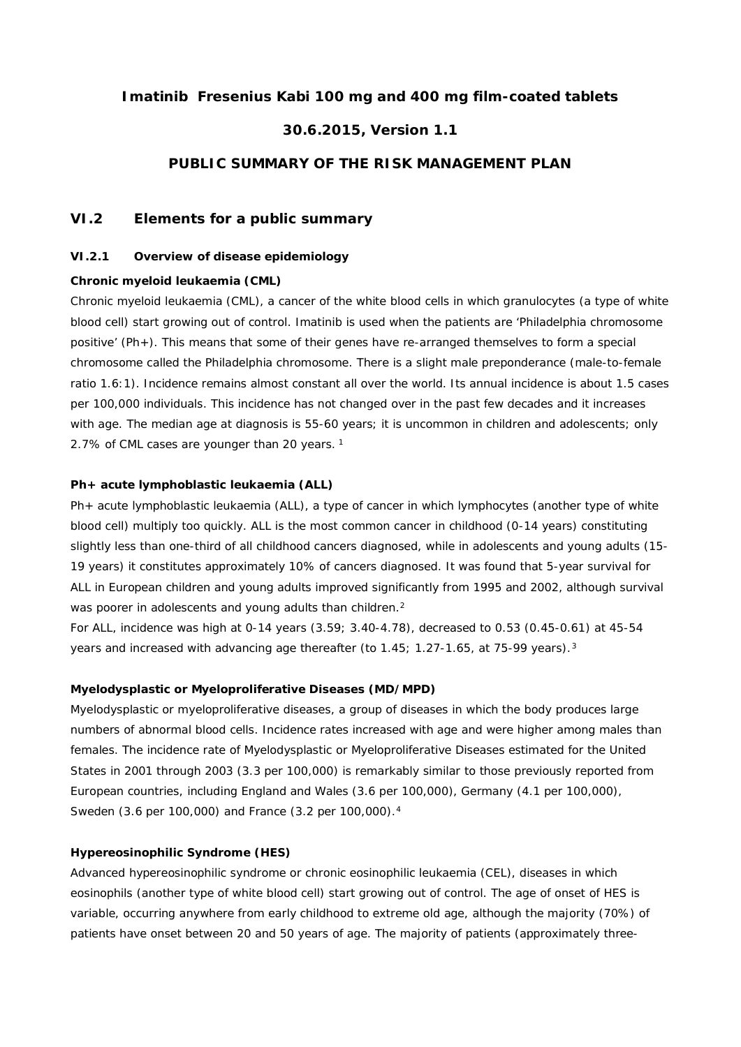**Imatinib Fresenius Kabi 100 mg and 400 mg film-coated tablets**

**30.6.2015, Version 1.1**

**PUBLIC SUMMARY OF THE RISK MANAGEMENT PLAN**

## VI.2 Elements for a public summary

### VI.2.1 Overview of disease epidemiology

**Chronic myeloid leukaemia (CML)**

Chronic myeloid leukaemia (CML), a cancer of the white blood cells in which granulocytes (a type of white blood cell) start growing out of control. Imatinib is used when the patients are 'Philadelphia chromosome positive' (Ph+). This means that some of their genes have re-arranged themselves to form a special chromosome called the Philadelphia chromosome. There is a slight male preponderance (male-to-female ratio 1.6:1). Incidence remains almost constant all over the world. Its annual incidence is about 1.5 cases per 100,000 individuals. This incidence has not changed over in the past few decades and it increases with age. The median age at diagnosis is 55-60 years; it is uncommon in children and adolescents; only 2.7% of CML cases are younger than 20 years. [1]

**Ph+ acute lymphoblastic leukaemia (ALL)**

Ph+ acute lymphoblastic leukaemia (ALL), a type of cancer in which lymphocytes (another type of white blood cell) multiply too quickly. ALL is the most common cancer in childhood (0-14 years) constituting slightly less than one-third of all childhood cancers diagnosed, while in adolescents and young adults (15-19 years) it constitutes approximately 10% of cancers diagnosed. It was found that 5-year survival for ALL in European children and young adults improved significantly from 1995 and 2002, although survival was poorer in adolescents and young adults than children.[2]

For ALL, incidence was high at 0-14 years (3.59; 3.40-4.78), decreased to 0.53 (0.45-0.61) at 45-54 years and increased with advancing age thereafter (to 1.45; 1.27-1.65, at 75-99 years).[3]

**Myelodysplastic or Myeloproliferative Diseases (MD/MPD)**

Myelodysplastic or myeloproliferative diseases, a group of diseases in which the body produces large numbers of abnormal blood cells. Incidence rates increased with age and were higher among males than females. The incidence rate of Myelodysplastic or Myeloproliferative Diseases estimated for the United States in 2001 through 2003 (3.3 per 100,000) is remarkably similar to those previously reported from European countries, including England and Wales (3.6 per 100,000), Germany (4.1 per 100,000), Sweden (3.6 per 100,000) and France (3.2 per 100,000).[4]

**Hypereosinophilic Syndrome (HES)**

Advanced hypereosinophilic syndrome or chronic eosinophilic leukaemia (CEL), diseases in which eosinophils (another type of white blood cell) start growing out of control. The age of onset of HES is variable, occurring anywhere from early childhood to extreme old age, although the majority (70%) of patients have onset between 20 and 50 years of age. The majority of patients (approximately three-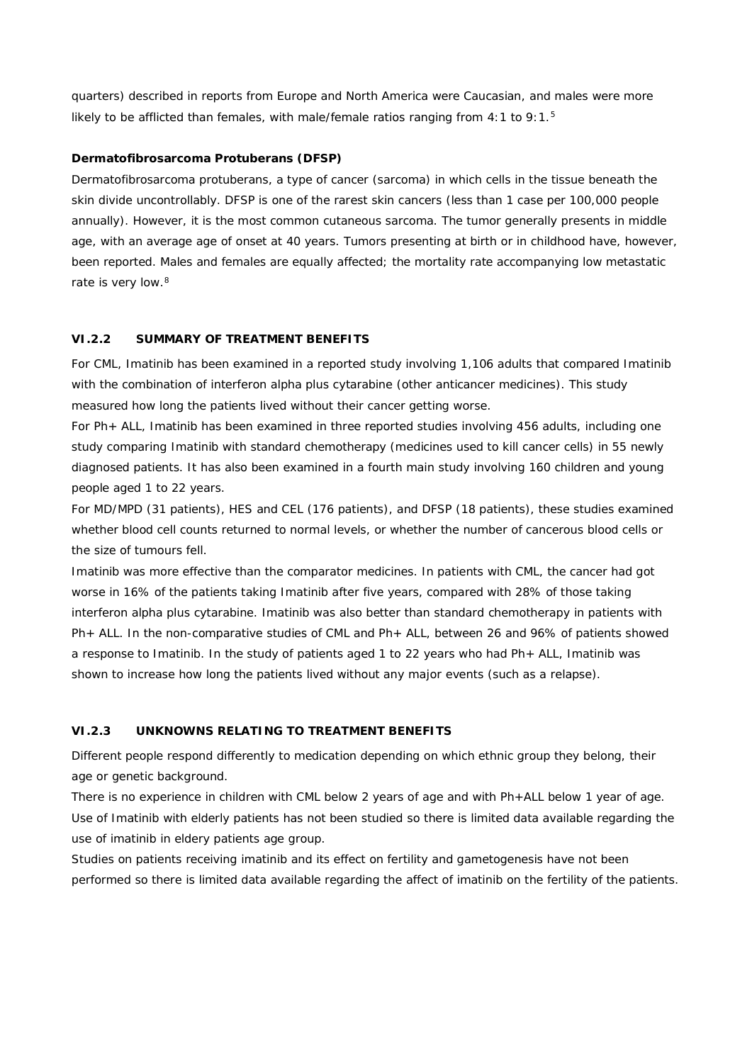quarters) described in reports from Europe and North America were Caucasian, and males were more likely to be afflicted than females, with male/female ratios ranging from 4:1 to 9:1.[5]

**Dermatofibrosarcoma Protuberans (DFSP)**

Dermatofibrosarcoma protuberans, a type of cancer (sarcoma) in which cells in the tissue beneath the skin divide uncontrollably. DFSP is one of the rarest skin cancers (less than 1 case per 100,000 people annually). However, it is the most common cutaneous sarcoma. The tumor generally presents in middle age, with an average age of onset at 40 years. Tumors presenting at birth or in childhood have, however, been reported. Males and females are equally affected; the mortality rate accompanying low metastatic rate is very low.[8]

### VI.2.2 SUMMARY OF TREATMENT BENEFITS

For CML, Imatinib has been examined in a reported study involving 1,106 adults that compared Imatinib with the combination of interferon alpha plus cytarabine (other anticancer medicines). This study measured how long the patients lived without their cancer getting worse.

For Ph+ ALL, Imatinib has been examined in three reported studies involving 456 adults, including one study comparing Imatinib with standard chemotherapy (medicines used to kill cancer cells) in 55 newly diagnosed patients. It has also been examined in a fourth main study involving 160 children and young people aged 1 to 22 years.

For MD/MPD (31 patients), HES and CEL (176 patients), and DFSP (18 patients), these studies examined whether blood cell counts returned to normal levels, or whether the number of cancerous blood cells or the size of tumours fell.

Imatinib was more effective than the comparator medicines. In patients with CML, the cancer had got worse in 16% of the patients taking Imatinib after five years, compared with 28% of those taking interferon alpha plus cytarabine. Imatinib was also better than standard chemotherapy in patients with Ph+ ALL. In the non-comparative studies of CML and Ph+ ALL, between 26 and 96% of patients showed a response to Imatinib. In the study of patients aged 1 to 22 years who had Ph+ ALL, Imatinib was shown to increase how long the patients lived without any major events (such as a relapse).

### VI.2.3 UNKNOWNS RELATING TO TREATMENT BENEFITS

Different people respond differently to medication depending on which ethnic group they belong, their age or genetic background.

There is no experience in children with CML below 2 years of age and with Ph+ALL below 1 year of age.

Use of Imatinib with elderly patients has not been studied so there is limited data available regarding the use of imatinib in eldery patients age group.

Studies on patients receiving imatinib and its effect on fertility and gametogenesis have not been performed so there is limited data available regarding the affect of imatinib on the fertility of the patients.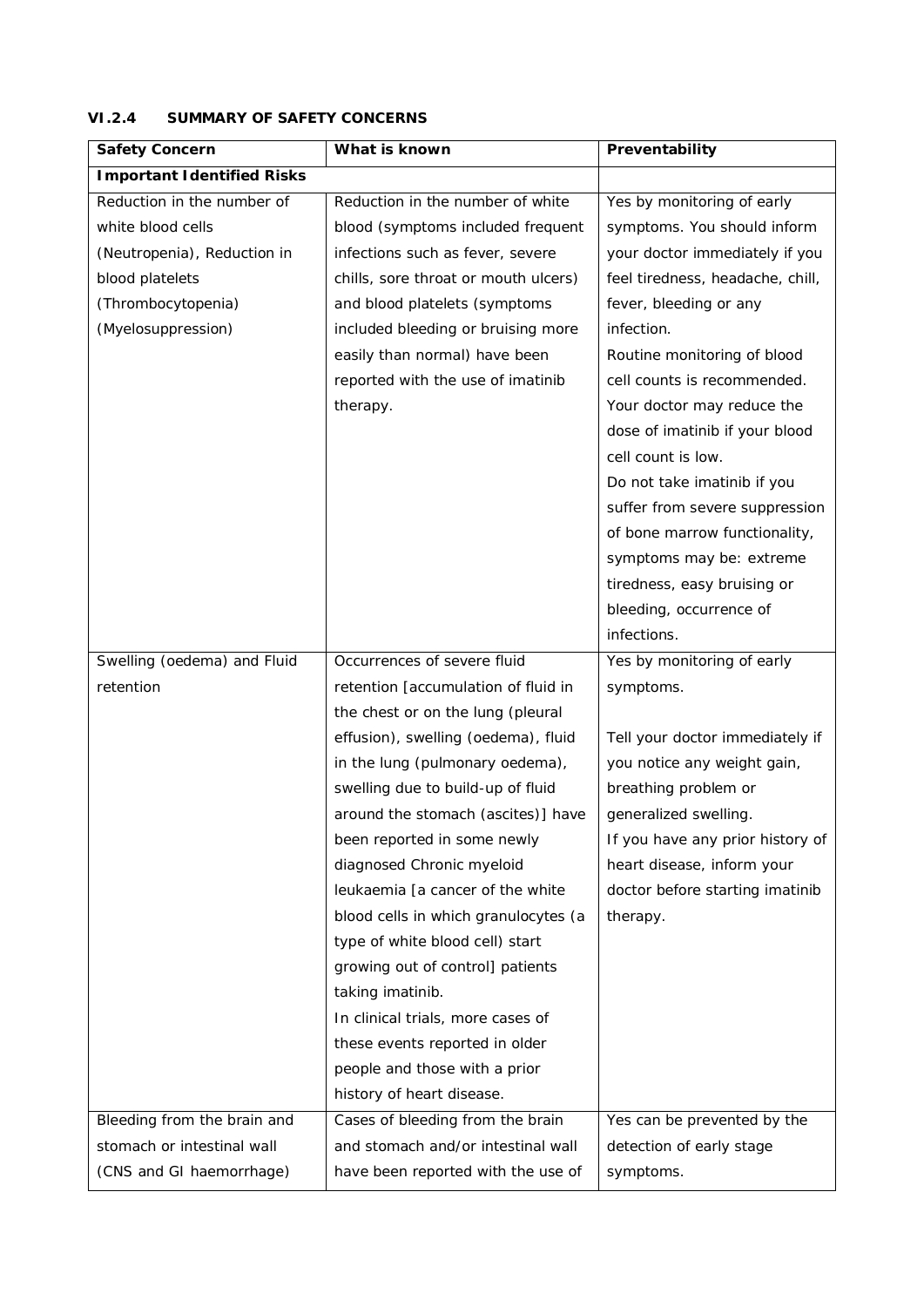### VI.2.4 SUMMARY OF SAFETY CONCERNS

| Safety Concern | What is known | Preventability |
|---|---|---|
| **Important Identified Risks** | | |
| Reduction in the number of white blood cells (Neutropenia), Reduction in blood platelets (Thrombocytopenia) (Myelosuppression) | Reduction in the number of white blood (symptoms included frequent infections such as fever, severe chills, sore throat or mouth ulcers) and blood platelets (symptoms included bleeding or bruising more easily than normal) have been reported with the use of imatinib therapy. | Yes by monitoring of early symptoms. You should inform your doctor immediately if you feel tiredness, headache, chill, fever, bleeding or any infection.<br>Routine monitoring of blood cell counts is recommended. Your doctor may reduce the dose of imatinib if your blood cell count is low.<br>Do not take imatinib if you suffer from severe suppression of bone marrow functionality, symptoms may be: extreme tiredness, easy bruising or bleeding, occurrence of infections. |
| Swelling (oedema) and Fluid retention | Occurrences of severe fluid retention [accumulation of fluid in the chest or on the lung (pleural effusion), swelling (oedema), fluid in the lung (pulmonary oedema), swelling due to build-up of fluid around the stomach (ascites)] have been reported in some newly diagnosed Chronic myeloid leukaemia [a cancer of the white blood cells in which granulocytes (a type of white blood cell) start growing out of control] patients taking imatinib.<br>In clinical trials, more cases of these events reported in older people and those with a prior history of heart disease. | Yes by monitoring of early symptoms.<br><br>Tell your doctor immediately if you notice any weight gain, breathing problem or generalized swelling.<br>If you have any prior history of heart disease, inform your doctor before starting imatinib therapy. |
| Bleeding from the brain and stomach or intestinal wall (CNS and GI haemorrhage) | Cases of bleeding from the brain and stomach and/or intestinal wall have been reported with the use of | Yes can be prevented by the detection of early stage symptoms. |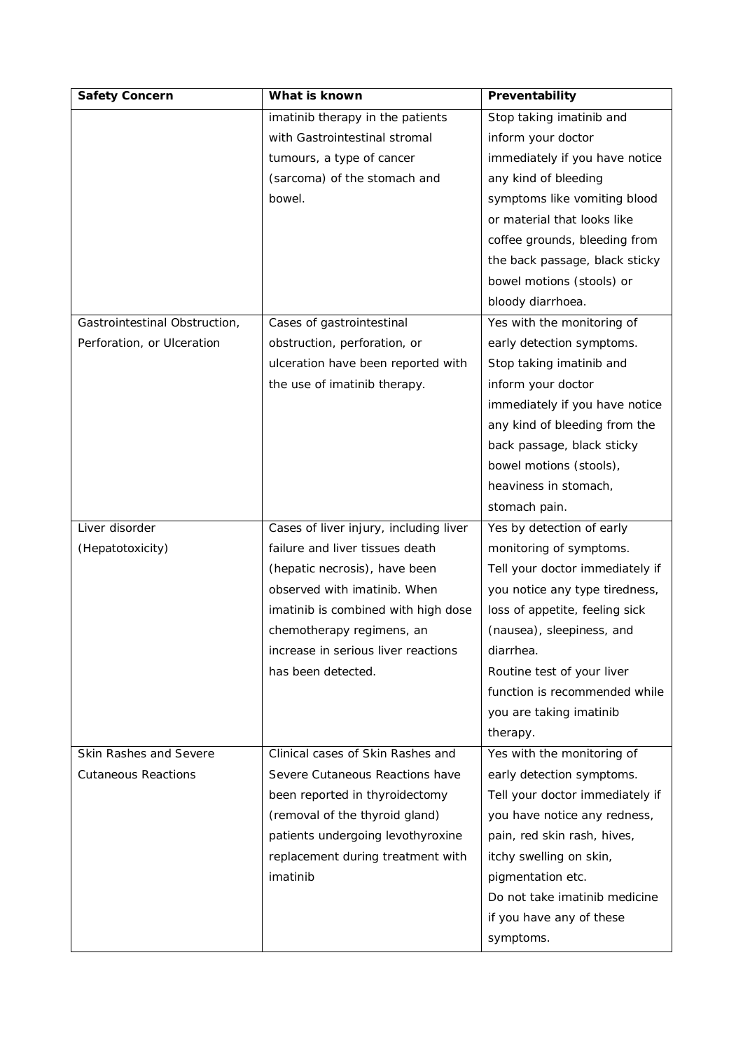| Safety Concern | What is known | Preventability |
| --- | --- | --- |
| | imatinib therapy in the patients with Gastrointestinal stromal tumours, a type of cancer (sarcoma) of the stomach and bowel. | Stop taking imatinib and inform your doctor immediately if you have notice any kind of bleeding symptoms like vomiting blood or material that looks like coffee grounds, bleeding from the back passage, black sticky bowel motions (stools) or bloody diarrhoea. |
| Gastrointestinal Obstruction, Perforation, or Ulceration | Cases of gastrointestinal obstruction, perforation, or ulceration have been reported with the use of imatinib therapy. | Yes with the monitoring of early detection symptoms. Stop taking imatinib and inform your doctor immediately if you have notice any kind of bleeding from the back passage, black sticky bowel motions (stools), heaviness in stomach, stomach pain. |
| Liver disorder (Hepatotoxicity) | Cases of liver injury, including liver failure and liver tissues death (hepatic necrosis), have been observed with imatinib. When imatinib is combined with high dose chemotherapy regimens, an increase in serious liver reactions has been detected. | Yes by detection of early monitoring of symptoms. Tell your doctor immediately if you notice any type tiredness, loss of appetite, feeling sick (nausea), sleepiness, and diarrhea. Routine test of your liver function is recommended while you are taking imatinib therapy. |
| Skin Rashes and Severe Cutaneous Reactions | Clinical cases of Skin Rashes and Severe Cutaneous Reactions have been reported in thyroidectomy (removal of the thyroid gland) patients undergoing levothyroxine replacement during treatment with imatinib | Yes with the monitoring of early detection symptoms. Tell your doctor immediately if you have notice any redness, pain, red skin rash, hives, itchy swelling on skin, pigmentation etc. Do not take imatinib medicine if you have any of these symptoms. |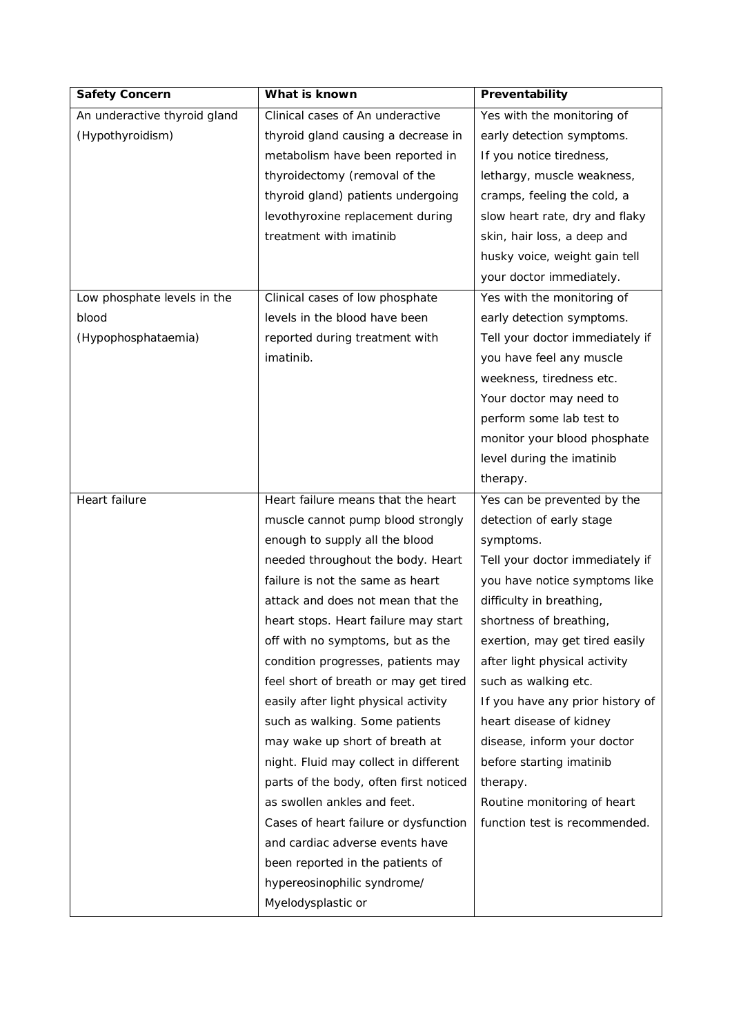| Safety Concern | What is known | Preventability |
|---|---|---|
| An underactive thyroid gland (Hypothyroidism) | Clinical cases of An underactive thyroid gland causing a decrease in metabolism have been reported in thyroidectomy (removal of the thyroid gland) patients undergoing levothyroxine replacement during treatment with imatinib | Yes with the monitoring of early detection symptoms. If you notice tiredness, lethargy, muscle weakness, cramps, feeling the cold, a slow heart rate, dry and flaky skin, hair loss, a deep and husky voice, weight gain tell your doctor immediately. |
| Low phosphate levels in the blood (Hypophosphataemia) | Clinical cases of low phosphate levels in the blood have been reported during treatment with imatinib. | Yes with the monitoring of early detection symptoms. Tell your doctor immediately if you have feel any muscle weekness, tiredness etc. Your doctor may need to perform some lab test to monitor your blood phosphate level during the imatinib therapy. |
| Heart failure | Heart failure means that the heart muscle cannot pump blood strongly enough to supply all the blood needed throughout the body. Heart failure is not the same as heart attack and does not mean that the heart stops. Heart failure may start off with no symptoms, but as the condition progresses, patients may feel short of breath or may get tired easily after light physical activity such as walking. Some patients may wake up short of breath at night. Fluid may collect in different parts of the body, often first noticed as swollen ankles and feet. Cases of heart failure or dysfunction and cardiac adverse events have been reported in the patients of hypereosinophilic syndrome/ Myelodysplastic or | Yes can be prevented by the detection of early stage symptoms. Tell your doctor immediately if you have notice symptoms like difficulty in breathing, shortness of breathing, exertion, may get tired easily after light physical activity such as walking etc. If you have any prior history of heart disease of kidney disease, inform your doctor before starting imatinib therapy. Routine monitoring of heart function test is recommended. |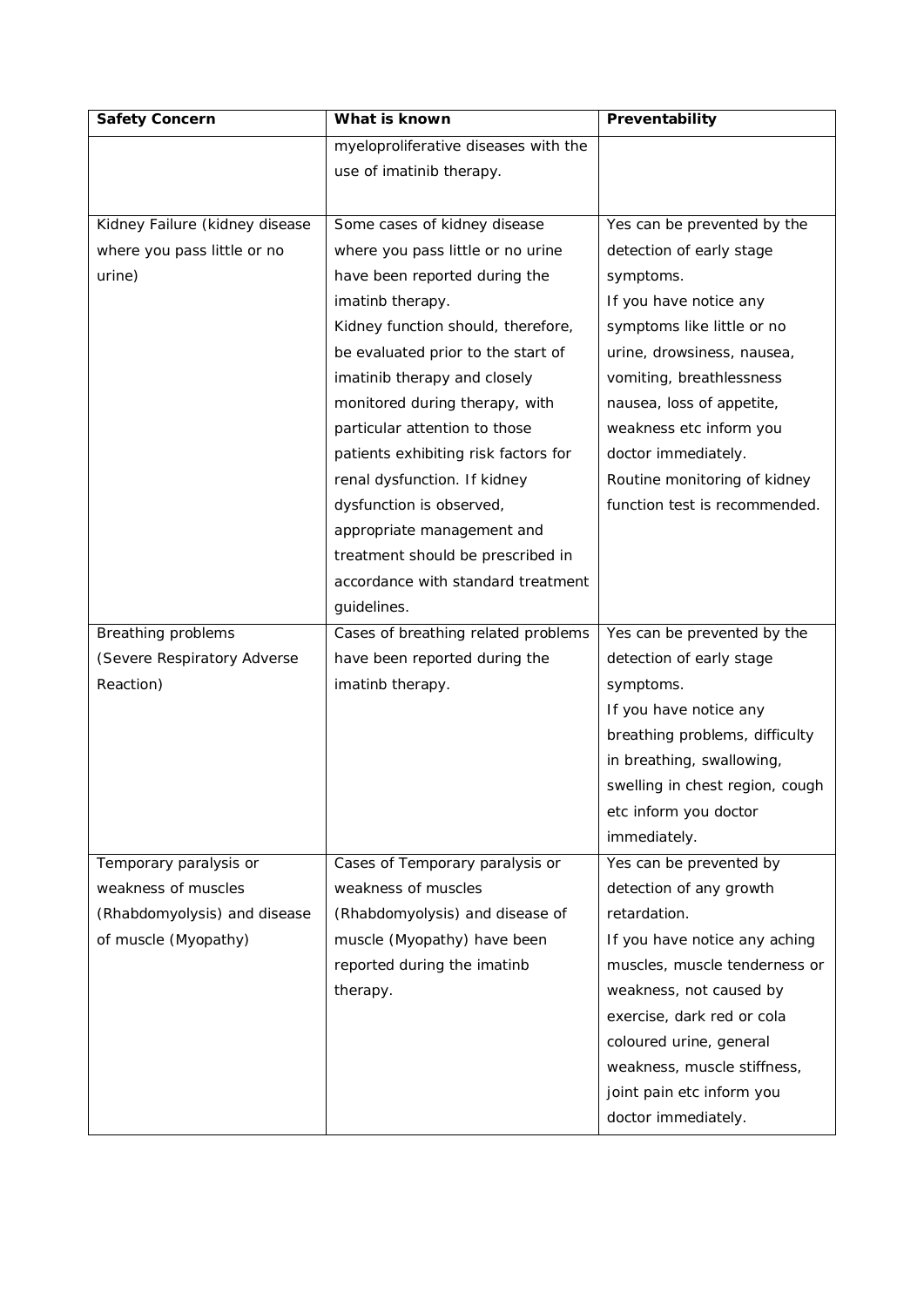| Safety Concern | What is known | Preventability |
|---|---|---|
| | myeloproliferative diseases with the use of imatinib therapy. | |
| Kidney Failure (kidney disease where you pass little or no urine) | Some cases of kidney disease where you pass little or no urine have been reported during the imatinb therapy.<br>Kidney function should, therefore, be evaluated prior to the start of imatinib therapy and closely monitored during therapy, with particular attention to those patients exhibiting risk factors for renal dysfunction. If kidney dysfunction is observed, appropriate management and treatment should be prescribed in accordance with standard treatment guidelines. | Yes can be prevented by the detection of early stage symptoms.<br>If you have notice any symptoms like little or no urine, drowsiness, nausea, vomiting, breathlessness nausea, loss of appetite, weakness etc inform you doctor immediately.<br>Routine monitoring of kidney function test is recommended. |
| Breathing problems (Severe Respiratory Adverse Reaction) | Cases of breathing related problems have been reported during the imatinb therapy. | Yes can be prevented by the detection of early stage symptoms.<br>If you have notice any breathing problems, difficulty in breathing, swallowing, swelling in chest region, cough etc inform you doctor immediately. |
| Temporary paralysis or weakness of muscles (Rhabdomyolysis) and disease of muscle (Myopathy) | Cases of Temporary paralysis or weakness of muscles (Rhabdomyolysis) and disease of muscle (Myopathy) have been reported during the imatinb therapy. | Yes can be prevented by detection of any growth retardation.<br>If you have notice any aching muscles, muscle tenderness or weakness, not caused by exercise, dark red or cola coloured urine, general weakness, muscle stiffness, joint pain etc inform you doctor immediately. |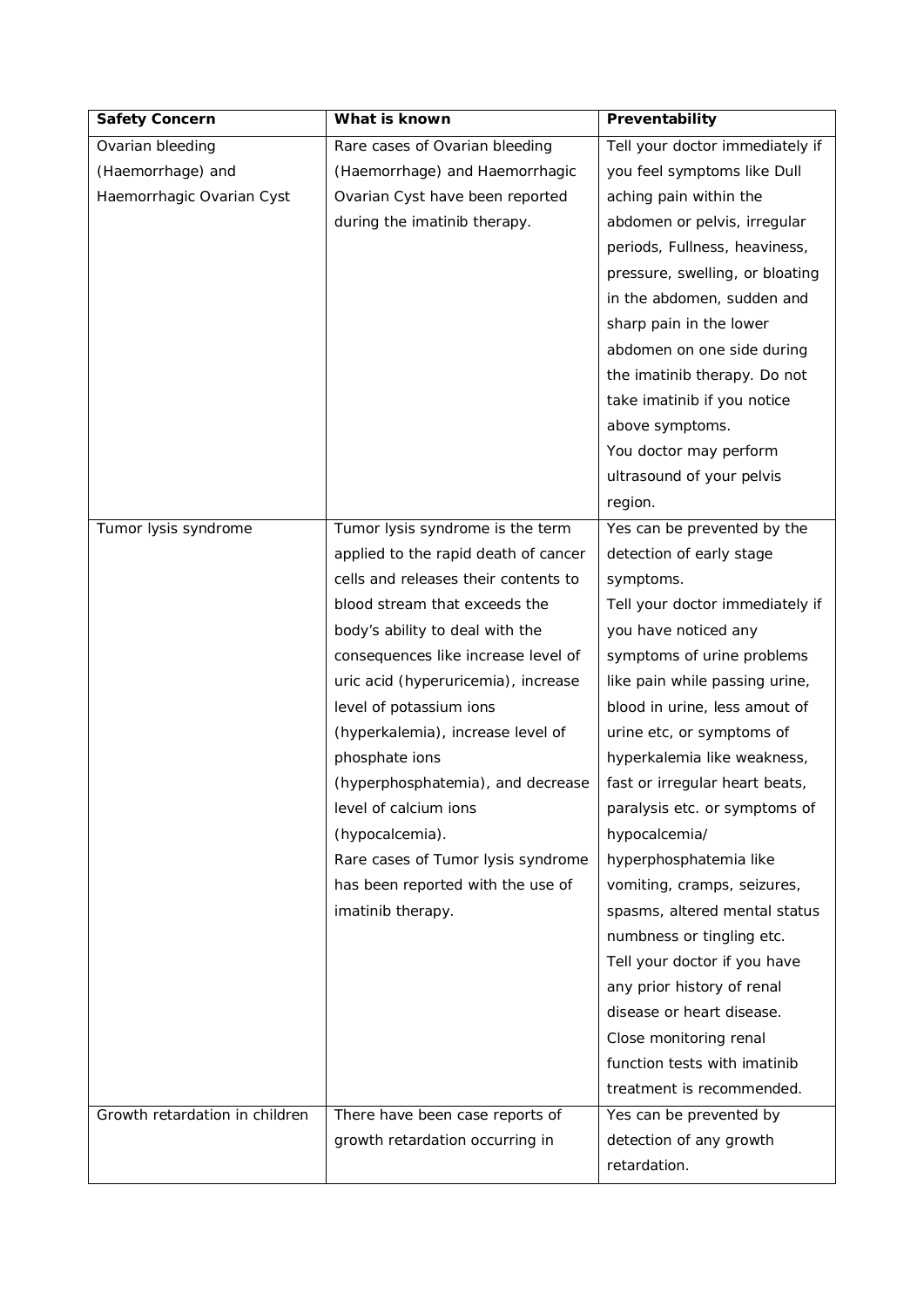| **Safety Concern** | **What is known** | **Preventability** |
|---|---|---|
| Ovarian bleeding (Haemorrhage) and Haemorrhagic Ovarian Cyst | Rare cases of Ovarian bleeding (Haemorrhage) and Haemorrhagic Ovarian Cyst have been reported during the imatinib therapy. | Tell your doctor immediately if you feel symptoms like Dull aching pain within the abdomen or pelvis, irregular periods, Fullness, heaviness, pressure, swelling, or bloating in the abdomen, sudden and sharp pain in the lower abdomen on one side during the imatinib therapy. Do not take imatinib if you notice above symptoms.<br>You doctor may perform ultrasound of your pelvis region. |
| Tumor lysis syndrome | Tumor lysis syndrome is the term applied to the rapid death of cancer cells and releases their contents to blood stream that exceeds the body's ability to deal with the consequences like increase level of uric acid (hyperuricemia), increase level of potassium ions (hyperkalemia), increase level of phosphate ions (hyperphosphatemia), and decrease level of calcium ions (hypocalcemia).<br>Rare cases of Tumor lysis syndrome has been reported with the use of imatinib therapy. | Yes can be prevented by the detection of early stage symptoms.<br>Tell your doctor immediately if you have noticed any symptoms of urine problems like pain while passing urine, blood in urine, less amout of urine etc, or symptoms of hyperkalemia like weakness, fast or irregular heart beats, paralysis etc. or symptoms of hypocalcemia/ hyperphosphatemia like vomiting, cramps, seizures, spasms, altered mental status numbness or tingling etc.<br>Tell your doctor if you have any prior history of renal disease or heart disease.<br>Close monitoring renal function tests with imatinib treatment is recommended. |
| Growth retardation in children | There have been case reports of growth retardation occurring in | Yes can be prevented by detection of any growth retardation. |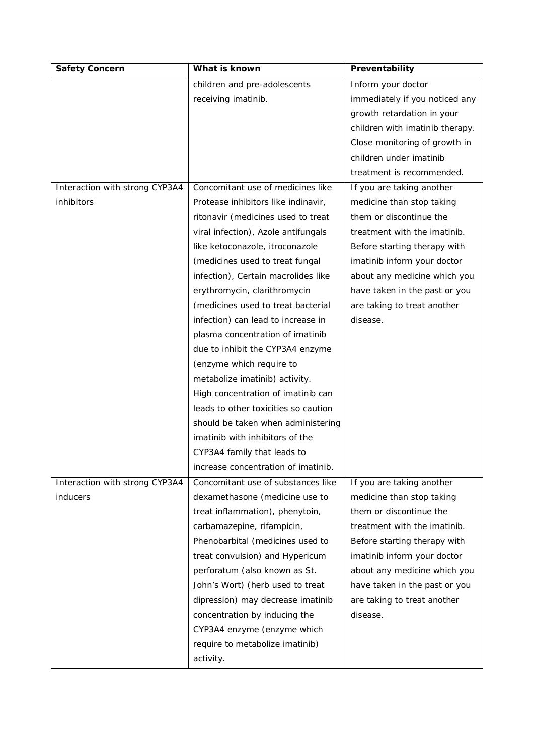| Safety Concern | What is known | Preventability |
|---|---|---|
| | children and pre-adolescents receiving imatinib. | Inform your doctor immediately if you noticed any growth retardation in your children with imatinib therapy. Close monitoring of growth in children under imatinib treatment is recommended. |
| Interaction with strong CYP3A4 inhibitors | Concomitant use of medicines like Protease inhibitors like indinavir, ritonavir (medicines used to treat viral infection), Azole antifungals like ketoconazole, itroconazole (medicines used to treat fungal infection), Certain macrolides like erythromycin, clarithromycin (medicines used to treat bacterial infection) can lead to increase in plasma concentration of imatinib due to inhibit the CYP3A4 enzyme (enzyme which require to metabolize imatinib) activity. High concentration of imatinib can leads to other toxicities so caution should be taken when administering imatinib with inhibitors of the CYP3A4 family that leads to increase concentration of imatinib. | If you are taking another medicine than stop taking them or discontinue the treatment with the imatinib. Before starting therapy with imatinib inform your doctor about any medicine which you have taken in the past or you are taking to treat another disease. |
| Interaction with strong CYP3A4 inducers | Concomitant use of substances like dexamethasone (medicine use to treat inflammation), phenytoin, carbamazepine, rifampicin, Phenobarbital (medicines used to treat convulsion) and Hypericum perforatum (also known as St. John's Wort) (herb used to treat dipression) may decrease imatinib concentration by inducing the CYP3A4 enzyme (enzyme which require to metabolize imatinib) activity. | If you are taking another medicine than stop taking them or discontinue the treatment with the imatinib. Before starting therapy with imatinib inform your doctor about any medicine which you have taken in the past or you are taking to treat another disease. |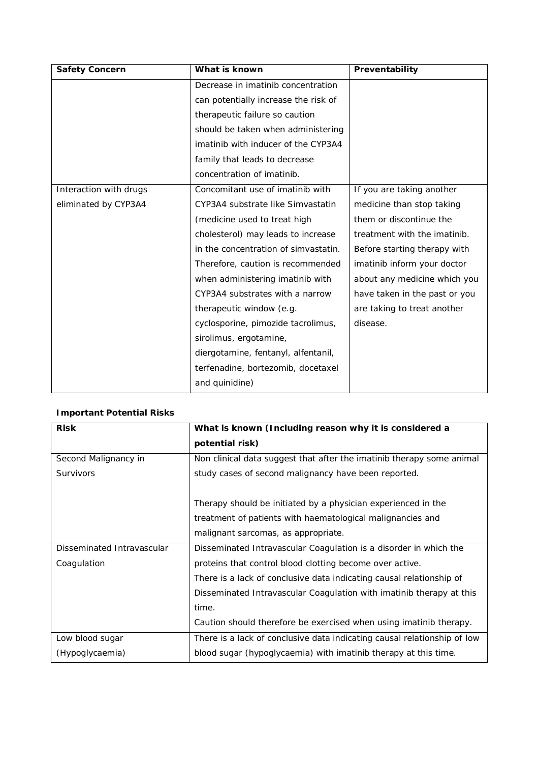| Safety Concern | What is known | Preventability |
|---|---|---|
| | Decrease in imatinib concentration can potentially increase the risk of therapeutic failure so caution should be taken when administering imatinib with inducer of the CYP3A4 family that leads to decrease concentration of imatinib. | |
| Interaction with drugs eliminated by CYP3A4 | Concomitant use of imatinib with CYP3A4 substrate like Simvastatin (medicine used to treat high cholesterol) may leads to increase in the concentration of simvastatin. Therefore, caution is recommended when administering imatinib with CYP3A4 substrates with a narrow therapeutic window (e.g. cyclosporine, pimozide tacrolimus, sirolimus, ergotamine, diergotamine, fentanyl, alfentanil, terfenadine, bortezomib, docetaxel and quinidine) | If you are taking another medicine than stop taking them or discontinue the treatment with the imatinib. Before starting therapy with imatinib inform your doctor about any medicine which you have taken in the past or you are taking to treat another disease. |

**Important Potential Risks**

| Risk | What is known (Including reason why it is considered a potential risk) |
|---|---|
| Second Malignancy in Survivors | Non clinical data suggest that after the imatinib therapy some animal study cases of second malignancy have been reported.<br><br>Therapy should be initiated by a physician experienced in the treatment of patients with haematological malignancies and malignant sarcomas, as appropriate. |
| Disseminated Intravascular Coagulation | Disseminated Intravascular Coagulation is a disorder in which the proteins that control blood clotting become over active.<br>There is a lack of conclusive data indicating causal relationship of Disseminated Intravascular Coagulation with imatinib therapy at this time.<br>Caution should therefore be exercised when using imatinib therapy. |
| Low blood sugar (Hypoglycaemia) | There is a lack of conclusive data indicating causal relationship of low blood sugar (hypoglycaemia) with imatinib therapy at this time. |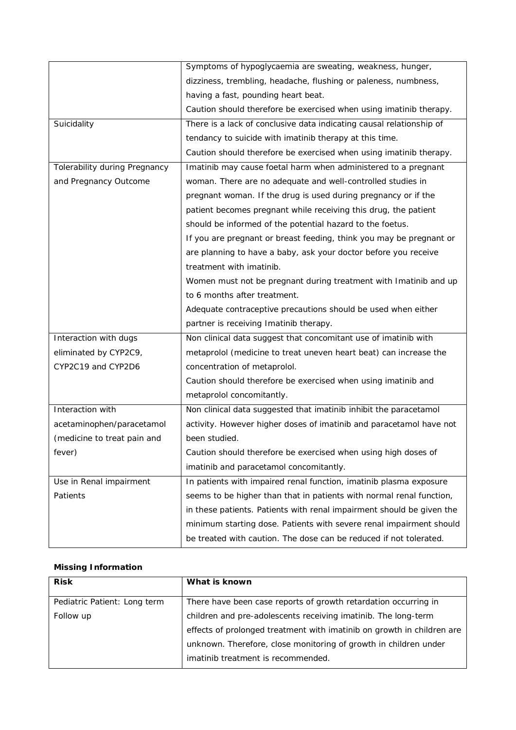|  |  |
|---|---|
|  | Symptoms of hypoglycaemia are sweating, weakness, hunger, dizziness, trembling, headache, flushing or paleness, numbness, having a fast, pounding heart beat.<br>Caution should therefore be exercised when using imatinib therapy. |
| Suicidality | There is a lack of conclusive data indicating causal relationship of tendancy to suicide with imatinib therapy at this time.<br>Caution should therefore be exercised when using imatinib therapy. |
| Tolerability during Pregnancy and Pregnancy Outcome | Imatinib may cause foetal harm when administered to a pregnant woman. There are no adequate and well-controlled studies in pregnant woman. If the drug is used during pregnancy or if the patient becomes pregnant while receiving this drug, the patient should be informed of the potential hazard to the foetus.<br>If you are pregnant or breast feeding, think you may be pregnant or are planning to have a baby, ask your doctor before you receive treatment with imatinib.<br>Women must not be pregnant during treatment with Imatinib and up to 6 months after treatment.<br>Adequate contraceptive precautions should be used when either partner is receiving Imatinib therapy. |
| Interaction with dugs eliminated by CYP2C9, CYP2C19 and CYP2D6 | Non clinical data suggest that concomitant use of imatinib with metaprolol (medicine to treat uneven heart beat) can increase the concentration of metaprolol.<br>Caution should therefore be exercised when using imatinib and metaprolol concomitantly. |
| Interaction with acetaminophen/paracetamol (medicine to treat pain and fever) | Non clinical data suggested that imatinib inhibit the paracetamol activity. However higher doses of imatinib and paracetamol have not been studied.<br>Caution should therefore be exercised when using high doses of imatinib and paracetamol concomitantly. |
| Use in Renal impairment Patients | In patients with impaired renal function, imatinib plasma exposure seems to be higher than that in patients with normal renal function, in these patients. Patients with renal impairment should be given the minimum starting dose. Patients with severe renal impairment should be treated with caution. The dose can be reduced if not tolerated. |

**Missing Information**

| Risk | What is known |
|---|---|
| Pediatric Patient: Long term Follow up | There have been case reports of growth retardation occurring in children and pre-adolescents receiving imatinib. The long-term effects of prolonged treatment with imatinib on growth in children are unknown. Therefore, close monitoring of growth in children under imatinib treatment is recommended. |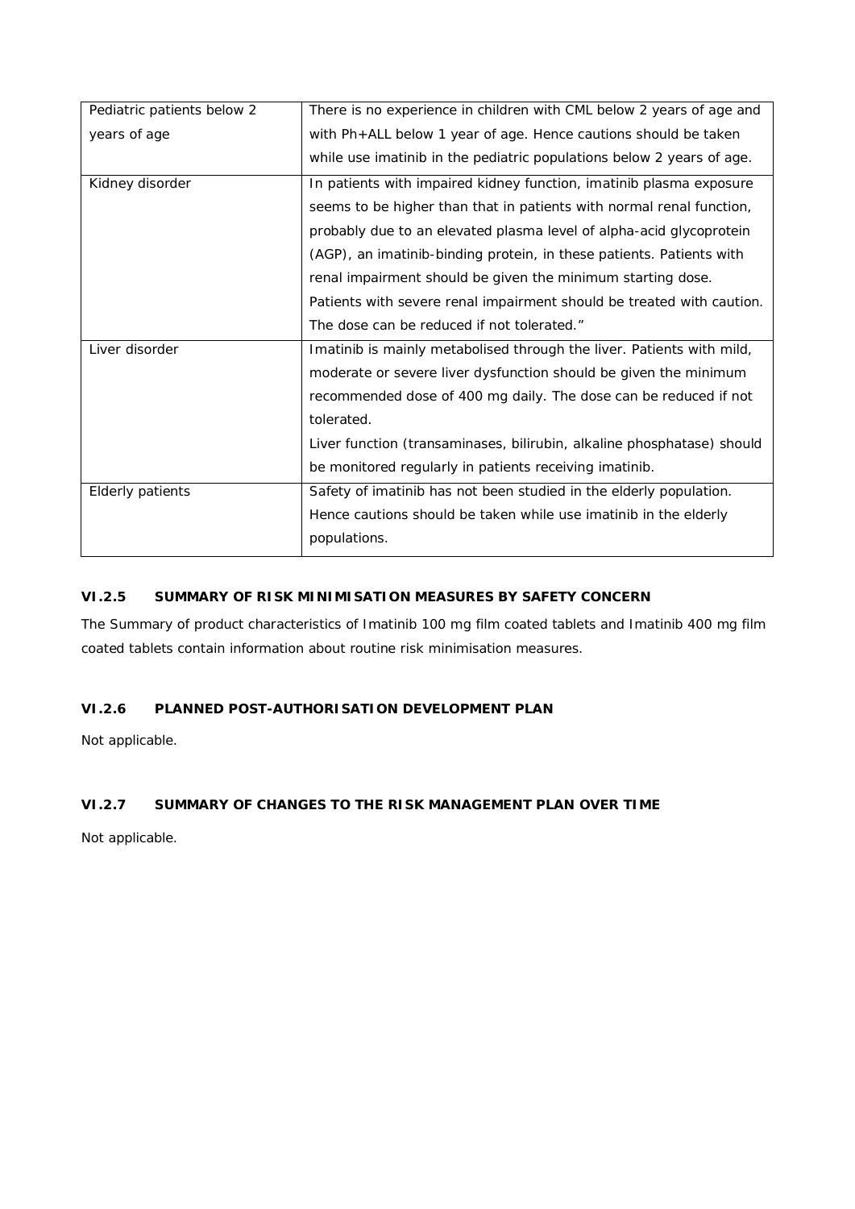| | |
|---|---|
| Pediatric patients below 2 years of age | There is no experience in children with CML below 2 years of age and with Ph+ALL below 1 year of age. Hence cautions should be taken while use imatinib in the pediatric populations below 2 years of age. |
| Kidney disorder | In patients with impaired kidney function, imatinib plasma exposure seems to be higher than that in patients with normal renal function, probably due to an elevated plasma level of alpha-acid glycoprotein (AGP), an imatinib-binding protein, in these patients. Patients with renal impairment should be given the minimum starting dose. Patients with severe renal impairment should be treated with caution. The dose can be reduced if not tolerated." |
| Liver disorder | Imatinib is mainly metabolised through the liver. Patients with mild, moderate or severe liver dysfunction should be given the minimum recommended dose of 400 mg daily. The dose can be reduced if not tolerated.<br>Liver function (transaminases, bilirubin, alkaline phosphatase) should be monitored regularly in patients receiving imatinib. |
| Elderly patients | Safety of imatinib has not been studied in the elderly population. Hence cautions should be taken while use imatinib in the elderly populations. |

### VI.2.5 SUMMARY OF RISK MINIMISATION MEASURES BY SAFETY CONCERN

The Summary of product characteristics of Imatinib 100 mg film coated tablets and Imatinib 400 mg film coated tablets contain information about routine risk minimisation measures.

### VI.2.6 PLANNED POST-AUTHORISATION DEVELOPMENT PLAN

Not applicable.

### VI.2.7 SUMMARY OF CHANGES TO THE RISK MANAGEMENT PLAN OVER TIME

Not applicable.